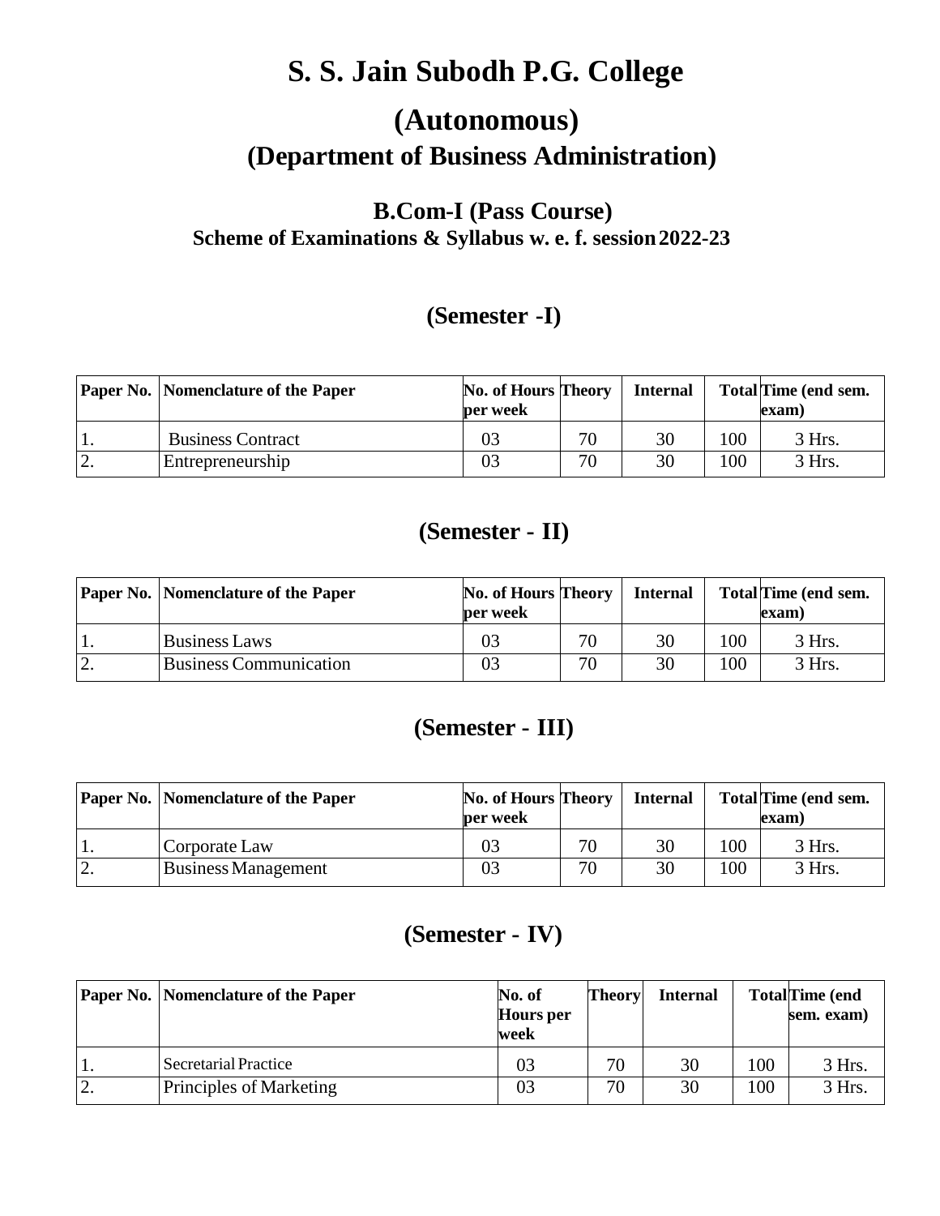# S. S. Jain Subodh P.G. College

# (Autonomous)

## (Department of Business Administration)

### B.Com-I (Pass Course)

### Scheme of Examinations & Syllabus w. e. f. session 2022-23

## (Semester -I)

| Paper No. | Nomenclature of the Paper | No. of Hours per week | Theory | Internal | Total | Time (end sem. exam) |
|---|---|---|---|---|---|---|
| 1. | Business Contract | 03 | 70 | 30 | 100 | 3 Hrs. |
| 2. | Entrepreneurship | 03 | 70 | 30 | 100 | 3 Hrs. |

## (Semester - II)

| Paper No. | Nomenclature of the Paper | No. of Hours per week | Theory | Internal | Total | Time (end sem. exam) |
|---|---|---|---|---|---|---|
| 1. | Business Laws | 03 | 70 | 30 | 100 | 3 Hrs. |
| 2. | Business Communication | 03 | 70 | 30 | 100 | 3 Hrs. |

## (Semester - III)

| Paper No. | Nomenclature of the Paper | No. of Hours per week | Theory | Internal | Total | Time (end sem. exam) |
|---|---|---|---|---|---|---|
| 1. | Corporate Law | 03 | 70 | 30 | 100 | 3 Hrs. |
| 2. | Business Management | 03 | 70 | 30 | 100 | 3 Hrs. |

## (Semester - IV)

| Paper No. | Nomenclature of the Paper | No. of Hours per week | Theory | Internal | Total | Time (end sem. exam) |
|---|---|---|---|---|---|---|
| 1. | Secretarial Practice | 03 | 70 | 30 | 100 | 3 Hrs. |
| 2. | Principles of Marketing | 03 | 70 | 30 | 100 | 3 Hrs. |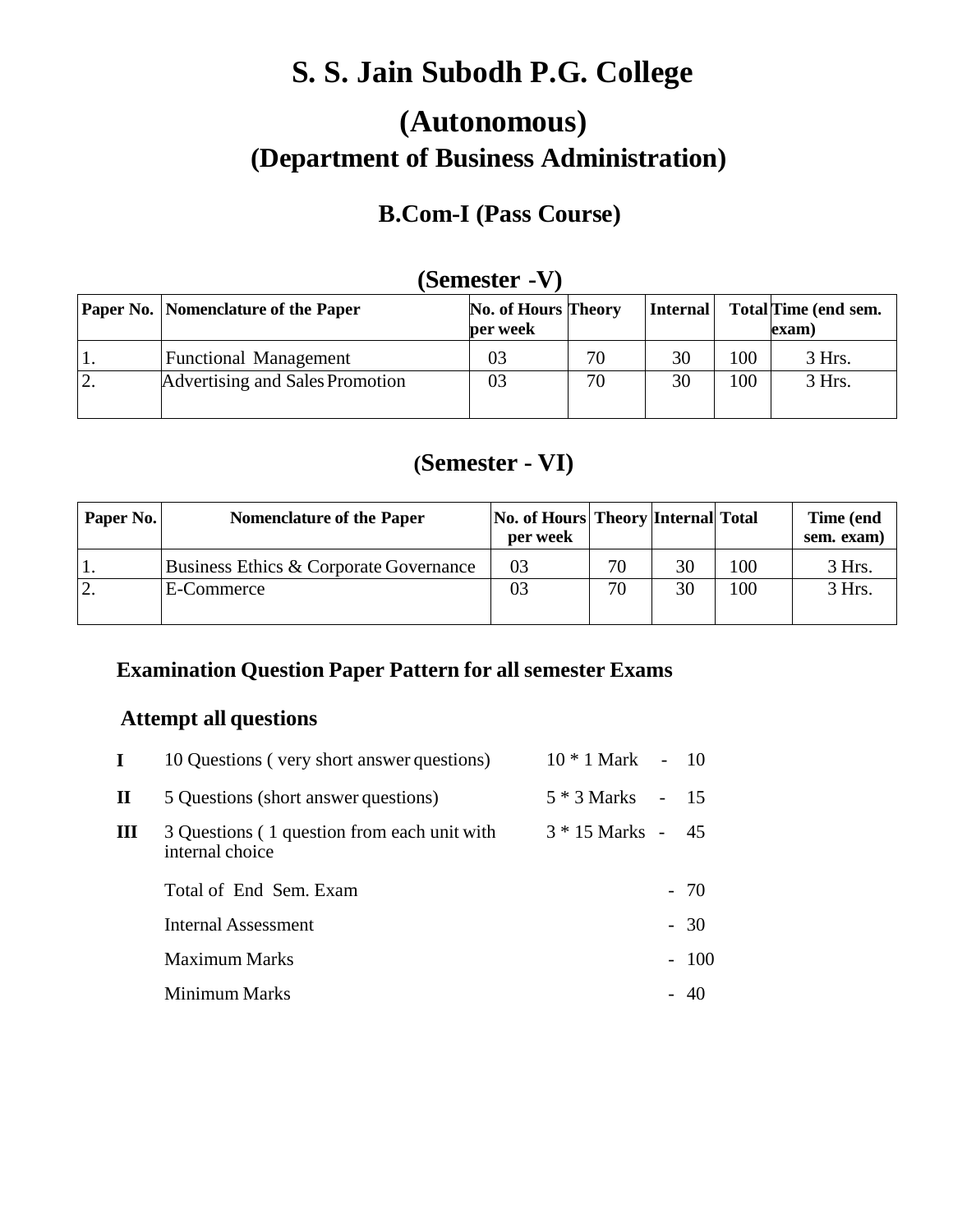# S. S. Jain Subodh P.G. College

# (Autonomous)

## (Department of Business Administration)

### B.Com-I (Pass Course)

### (Semester -V)

| Paper No. | Nomenclature of the Paper | No. of Hours per week | Theory | Internal | Total | Time (end sem. exam) |
|---|---|---|---|---|---|---|
| 1. | Functional Management | 03 | 70 | 30 | 100 | 3 Hrs. |
| 2. | Advertising and Sales Promotion | 03 | 70 | 30 | 100 | 3 Hrs. |

### (Semester - VI)

| Paper No. | Nomenclature of the Paper | No. of Hours per week | Theory | Internal | Total | Time (end sem. exam) |
|---|---|---|---|---|---|---|
| 1. | Business Ethics & Corporate Governance | 03 | 70 | 30 | 100 | 3 Hrs. |
| 2. | E-Commerce | 03 | 70 | 30 | 100 | 3 Hrs. |

### Examination Question Paper Pattern for all semester Exams

**Attempt all questions**

| | | | |
|---|---|---|---|
| **I** | 10 Questions ( very short answer questions) | 10 * 1 Mark | - 10 |
| **II** | 5 Questions (short answer questions) | 5 * 3 Marks | - 15 |
| **III** | 3 Questions ( 1 question from each unit with internal choice | 3 * 15 Marks | - 45 |
| | Total of End Sem. Exam | | - 70 |
| | Internal Assessment | | - 30 |
| | Maximum Marks | | - 100 |
| | Minimum Marks | | - 40 |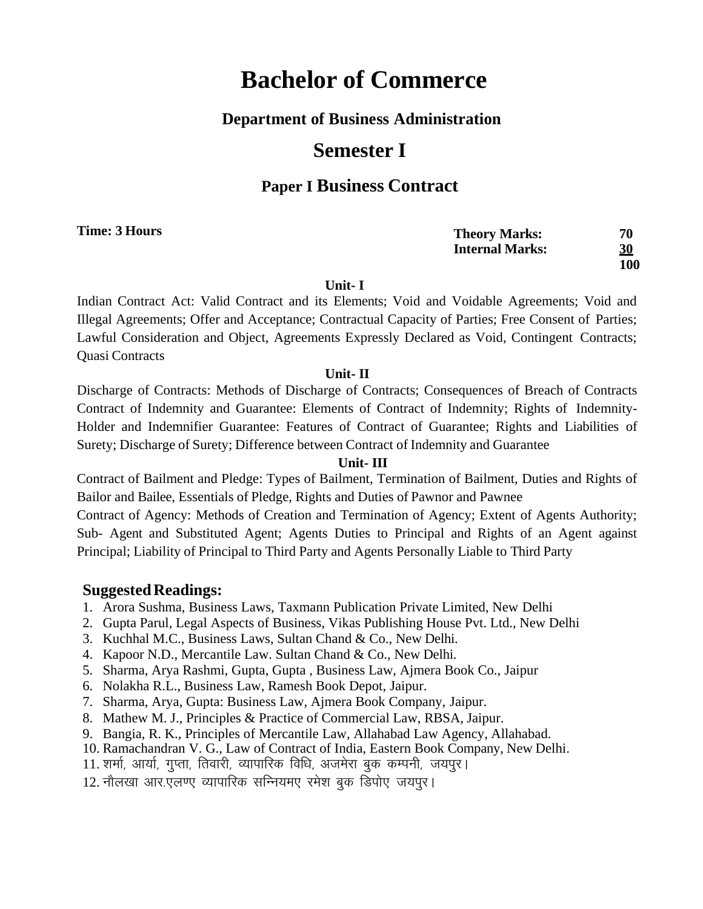# Bachelor of Commerce

## Department of Business Administration

## Semester I

## Paper I Business Contract

**Time: 3 Hours**

| | |
|---|---|
| **Theory Marks:** | **70** |
| **Internal Marks:** | **30** |
| | **100** |

**Unit- I**

Indian Contract Act: Valid Contract and its Elements; Void and Voidable Agreements; Void and Illegal Agreements; Offer and Acceptance; Contractual Capacity of Parties; Free Consent of Parties; Lawful Consideration and Object, Agreements Expressly Declared as Void, Contingent Contracts; Quasi Contracts

**Unit- II**

Discharge of Contracts: Methods of Discharge of Contracts; Consequences of Breach of Contracts Contract of Indemnity and Guarantee: Elements of Contract of Indemnity; Rights of Indemnity-Holder and Indemnifier Guarantee: Features of Contract of Guarantee; Rights and Liabilities of Surety; Discharge of Surety; Difference between Contract of Indemnity and Guarantee

**Unit- III**

Contract of Bailment and Pledge: Types of Bailment, Termination of Bailment, Duties and Rights of Bailor and Bailee, Essentials of Pledge, Rights and Duties of Pawnor and Pawnee

Contract of Agency: Methods of Creation and Termination of Agency; Extent of Agents Authority; Sub- Agent and Substituted Agent; Agents Duties to Principal and Rights of an Agent against Principal; Liability of Principal to Third Party and Agents Personally Liable to Third Party

### Suggested Readings:

1. Arora Sushma, Business Laws, Taxmann Publication Private Limited, New Delhi
2. Gupta Parul, Legal Aspects of Business, Vikas Publishing House Pvt. Ltd., New Delhi
3. Kuchhal M.C., Business Laws, Sultan Chand & Co., New Delhi.
4. Kapoor N.D., Mercantile Law. Sultan Chand & Co., New Delhi.
5. Sharma, Arya Rashmi, Gupta, Gupta , Business Law, Ajmera Book Co., Jaipur
6. Nolakha R.L., Business Law, Ramesh Book Depot, Jaipur.
7. Sharma, Arya, Gupta: Business Law, Ajmera Book Company, Jaipur.
8. Mathew M. J., Principles & Practice of Commercial Law, RBSA, Jaipur.
9. Bangia, R. K., Principles of Mercantile Law, Allahabad Law Agency, Allahabad.
10. Ramachandran V. G., Law of Contract of India, Eastern Book Company, New Delhi.
11. शर्मा, आर्या, गुप्ता, तिवारी, व्यापारिक विधि, अजमेरा बुक कम्पनी, जयपुर।
12. नौलखा आर.एलण्ए व्यापारिक सन्नियमए रमेश बुक डिपोए जयपुर।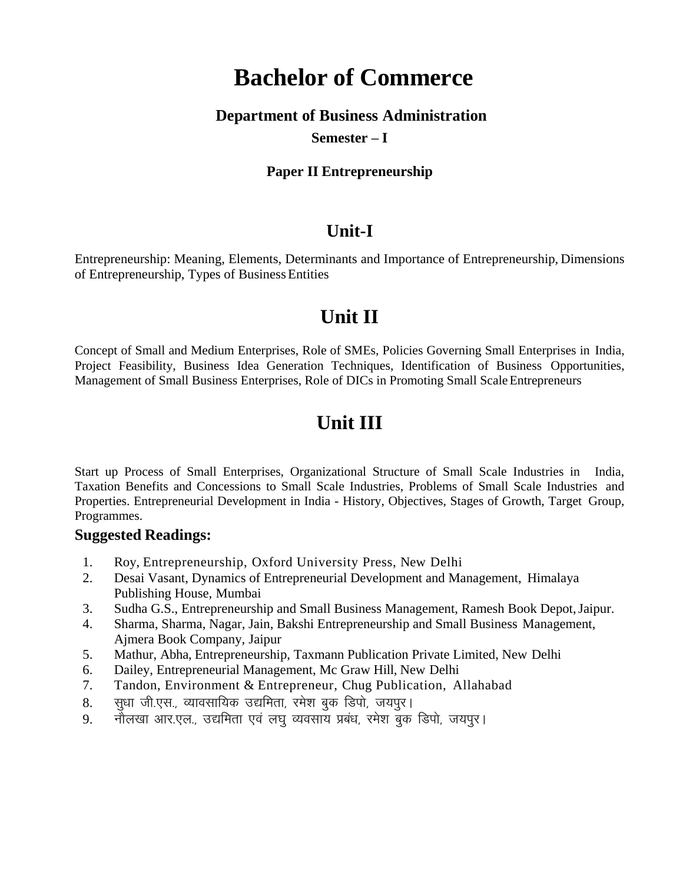# Bachelor of Commerce

### Department of Business Administration

**Semester – I**

**Paper II Entrepreneurship**

## Unit-I

Entrepreneurship: Meaning, Elements, Determinants and Importance of Entrepreneurship, Dimensions of Entrepreneurship, Types of Business Entities

## Unit II

Concept of Small and Medium Enterprises, Role of SMEs, Policies Governing Small Enterprises in India, Project Feasibility, Business Idea Generation Techniques, Identification of Business Opportunities, Management of Small Business Enterprises, Role of DICs in Promoting Small Scale Entrepreneurs

## Unit III

Start up Process of Small Enterprises, Organizational Structure of Small Scale Industries in India, Taxation Benefits and Concessions to Small Scale Industries, Problems of Small Scale Industries and Properties. Entrepreneurial Development in India - History, Objectives, Stages of Growth, Target Group, Programmes.

### Suggested Readings:

1. Roy, Entrepreneurship, Oxford University Press, New Delhi
2. Desai Vasant, Dynamics of Entrepreneurial Development and Management, Himalaya Publishing House, Mumbai
3. Sudha G.S., Entrepreneurship and Small Business Management, Ramesh Book Depot, Jaipur.
4. Sharma, Sharma, Nagar, Jain, Bakshi Entrepreneurship and Small Business Management, Ajmera Book Company, Jaipur
5. Mathur, Abha, Entrepreneurship, Taxmann Publication Private Limited, New Delhi
6. Dailey, Entrepreneurial Management, Mc Graw Hill, New Delhi
7. Tandon, Environment & Entrepreneur, Chug Publication, Allahabad
8. सुधा जी.एस., व्यावसायिक उद्यमिता, रमेश बुक डिपो, जयपुर।
9. नौलखा आर.एल., उद्यमिता एवं लघु व्यवसाय प्रबंध, रमेश बुक डिपो, जयपुर।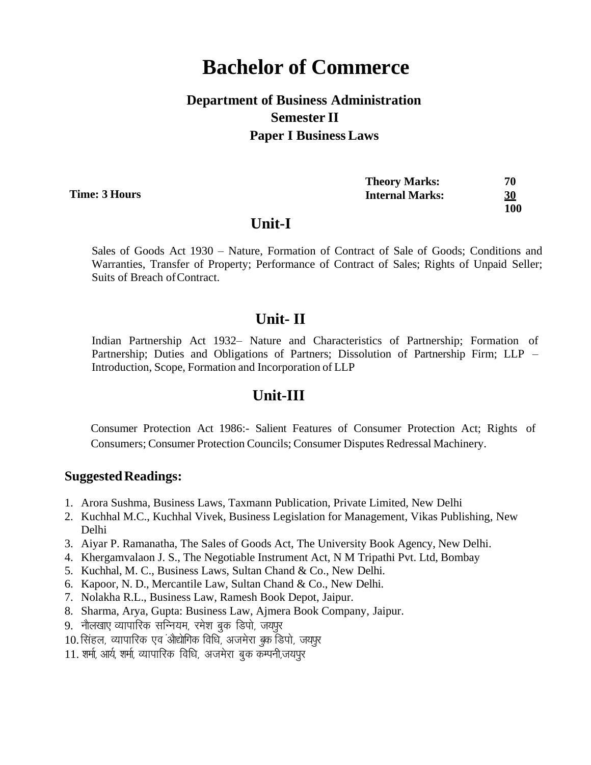# Bachelor of Commerce

## Department of Business Administration

### Semester II

### Paper I Business Laws

**Time: 3 Hours**

| | |
|---|---|
| **Theory Marks:** | **70** |
| **Internal Marks:** | **30** |
| | **100** |

## Unit-I

Sales of Goods Act 1930 – Nature, Formation of Contract of Sale of Goods; Conditions and Warranties, Transfer of Property; Performance of Contract of Sales; Rights of Unpaid Seller; Suits of Breach of Contract.

## Unit- II

Indian Partnership Act 1932– Nature and Characteristics of Partnership; Formation of Partnership; Duties and Obligations of Partners; Dissolution of Partnership Firm; LLP – Introduction, Scope, Formation and Incorporation of LLP

## Unit-III

Consumer Protection Act 1986:- Salient Features of Consumer Protection Act; Rights of Consumers; Consumer Protection Councils; Consumer Disputes Redressal Machinery.

### Suggested Readings:

1. Arora Sushma, Business Laws, Taxmann Publication, Private Limited, New Delhi
2. Kuchhal M.C., Kuchhal Vivek, Business Legislation for Management, Vikas Publishing, New Delhi
3. Aiyar P. Ramanatha, The Sales of Goods Act, The University Book Agency, New Delhi.
4. Khergamvalaon J. S., The Negotiable Instrument Act, N M Tripathi Pvt. Ltd, Bombay
5. Kuchhal, M. C., Business Laws, Sultan Chand & Co., New Delhi.
6. Kapoor, N. D., Mercantile Law, Sultan Chand & Co., New Delhi.
7. Nolakha R.L., Business Law, Ramesh Book Depot, Jaipur.
8. Sharma, Arya, Gupta: Business Law, Ajmera Book Company, Jaipur.
9. नौलखाए व्यापारिक सन्नियम, रमेश बुक डिपो, जयपुर
10. सिंहल, व्यापारिक एवं औद्योगिक विधि, अजमेरा बुक डिपो, जयपुर
11. शर्मा, आर्य, शर्मा, व्यापारिक विधि, अजमेरा बुक कम्पनी,जयपुर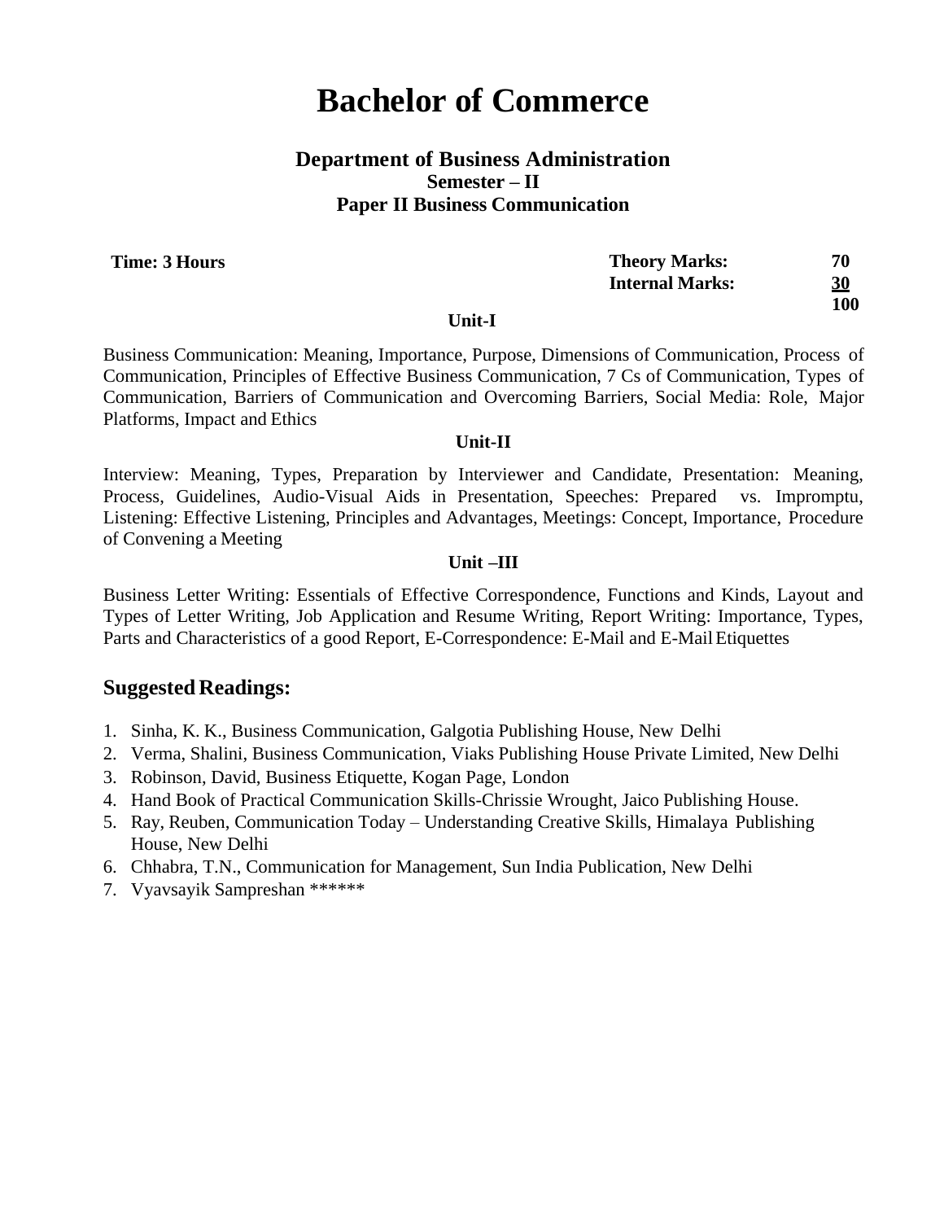# Bachelor of Commerce

### Department of Business Administration

**Semester – II**

**Paper II Business Communication**

| **Time: 3 Hours** | **Theory Marks:** | **70** |
| --- | --- | --- |
| | **Internal Marks:** | **30** |
| | | **100** |

**Unit-I**

Business Communication: Meaning, Importance, Purpose, Dimensions of Communication, Process of Communication, Principles of Effective Business Communication, 7 Cs of Communication, Types of Communication, Barriers of Communication and Overcoming Barriers, Social Media: Role, Major Platforms, Impact and Ethics

**Unit-II**

Interview: Meaning, Types, Preparation by Interviewer and Candidate, Presentation: Meaning, Process, Guidelines, Audio-Visual Aids in Presentation, Speeches: Prepared vs. Impromptu, Listening: Effective Listening, Principles and Advantages, Meetings: Concept, Importance, Procedure of Convening a Meeting

**Unit –III**

Business Letter Writing: Essentials of Effective Correspondence, Functions and Kinds, Layout and Types of Letter Writing, Job Application and Resume Writing, Report Writing: Importance, Types, Parts and Characteristics of a good Report, E-Correspondence: E-Mail and E-Mail Etiquettes

## Suggested Readings:

1. Sinha, K. K., Business Communication, Galgotia Publishing House, New Delhi
2. Verma, Shalini, Business Communication, Viaks Publishing House Private Limited, New Delhi
3. Robinson, David, Business Etiquette, Kogan Page, London
4. Hand Book of Practical Communication Skills-Chrissie Wrought, Jaico Publishing House.
5. Ray, Reuben, Communication Today – Understanding Creative Skills, Himalaya Publishing House, New Delhi
6. Chhabra, T.N., Communication for Management, Sun India Publication, New Delhi
7. Vyavsayik Sampreshan ******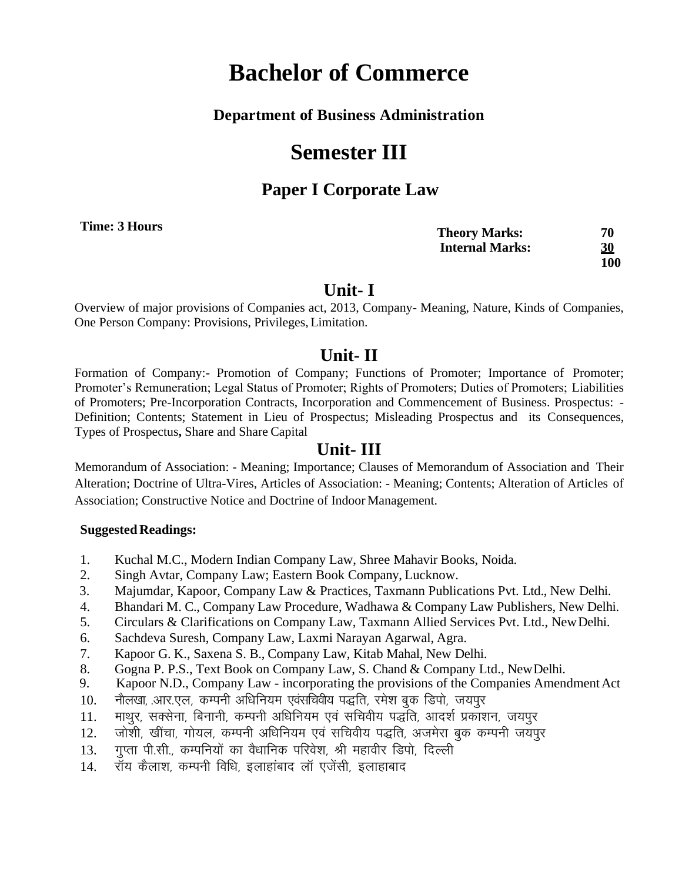# Bachelor of Commerce

### Department of Business Administration

## Semester III

### Paper I Corporate Law

**Time: 3 Hours**

| | |
|---|---|
| **Theory Marks:** | **70** |
| **Internal Marks:** | **30** |
| | **100** |

## Unit- I

Overview of major provisions of Companies act, 2013, Company- Meaning, Nature, Kinds of Companies, One Person Company: Provisions, Privileges, Limitation.

## Unit- II

Formation of Company:- Promotion of Company; Functions of Promoter; Importance of Promoter; Promoter's Remuneration; Legal Status of Promoter; Rights of Promoters; Duties of Promoters; Liabilities of Promoters; Pre-Incorporation Contracts, Incorporation and Commencement of Business. Prospectus: - Definition; Contents; Statement in Lieu of Prospectus; Misleading Prospectus and its Consequences, Types of Prospectus**,** Share and Share Capital

## Unit- III

Memorandum of Association: - Meaning; Importance; Clauses of Memorandum of Association and Their Alteration; Doctrine of Ultra-Vires, Articles of Association: - Meaning; Contents; Alteration of Articles of Association; Constructive Notice and Doctrine of Indoor Management.

**Suggested Readings:**

1. Kuchal M.C., Modern Indian Company Law, Shree Mahavir Books, Noida.
2. Singh Avtar, Company Law; Eastern Book Company, Lucknow.
3. Majumdar, Kapoor, Company Law & Practices, Taxmann Publications Pvt. Ltd., New Delhi.
4. Bhandari M. C., Company Law Procedure, Wadhawa & Company Law Publishers, New Delhi.
5. Circulars & Clarifications on Company Law, Taxmann Allied Services Pvt. Ltd., New Delhi.
6. Sachdeva Suresh, Company Law, Laxmi Narayan Agarwal, Agra.
7. Kapoor G. K., Saxena S. B., Company Law, Kitab Mahal, New Delhi.
8. Gogna P. P.S., Text Book on Company Law, S. Chand & Company Ltd., New Delhi.
9. Kapoor N.D., Company Law - incorporating the provisions of the Companies Amendment Act
10. नौलखा, .आर.एल, कम्पनी अधिनियम एवंसचिवीय पद्धति, रमेश बुक डिपो, जयपुर
11. माथुर, सक्सेना, बिनानी, कम्पनी अधिनियम एवं सचिवीय पद्धति, आदर्श प्रकाशन, जयपुर
12. जोशी, खींचा, गोयल, कम्पनी अधिनियम एवं सचिवीय पद्धति, अजमेरा बुक कम्पनी जयपुर
13. गुप्ता पी.सी., कम्पनियों का वैधानिक परिवेश, श्री महावीर डिपो, दिल्ली
14. रॉय कैलाश, कम्पनी विधि, इलाहांबाद लॉ एजेंसी, इलाहाबाद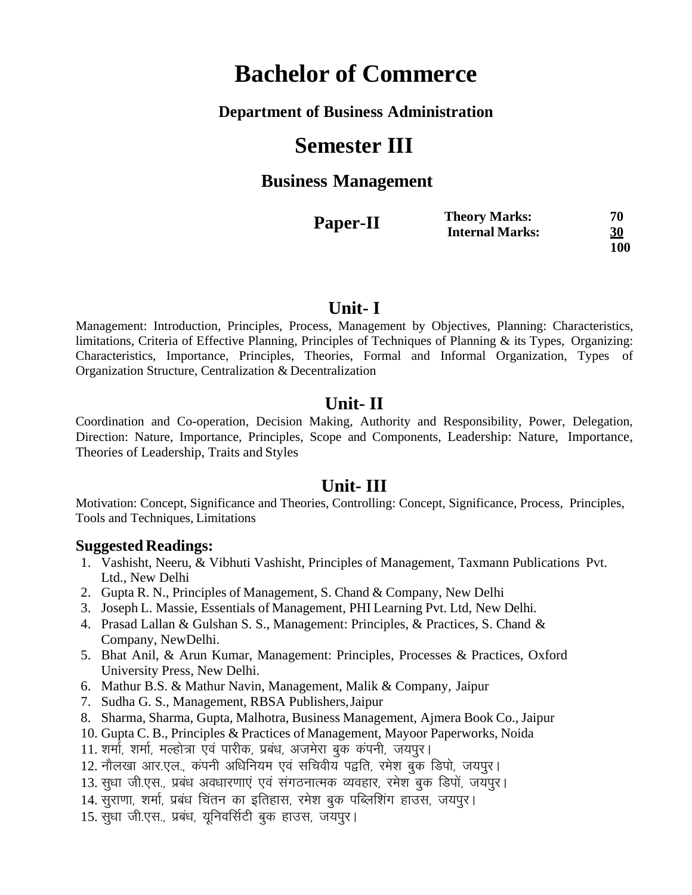# Bachelor of Commerce

### Department of Business Administration

## Semester III

### Business Management

| **Paper-II** | **Theory Marks:** | **70** |
|---|---|---|
| | **Internal Marks:** | **30** |
| | | **100** |

## Unit- I

Management: Introduction, Principles, Process, Management by Objectives, Planning: Characteristics, limitations, Criteria of Effective Planning, Principles of Techniques of Planning & its Types, Organizing: Characteristics, Importance, Principles, Theories, Formal and Informal Organization, Types of Organization Structure, Centralization & Decentralization

## Unit- II

Coordination and Co-operation, Decision Making, Authority and Responsibility, Power, Delegation, Direction: Nature, Importance, Principles, Scope and Components, Leadership: Nature, Importance, Theories of Leadership, Traits and Styles

## Unit- III

Motivation: Concept, Significance and Theories, Controlling: Concept, Significance, Process, Principles, Tools and Techniques, Limitations

### Suggested Readings:

1. Vashisht, Neeru, & Vibhuti Vashisht, Principles of Management, Taxmann Publications Pvt. Ltd., New Delhi
2. Gupta R. N., Principles of Management, S. Chand & Company, New Delhi
3. Joseph L. Massie, Essentials of Management, PHI Learning Pvt. Ltd, New Delhi.
4. Prasad Lallan & Gulshan S. S., Management: Principles, & Practices, S. Chand & Company, NewDelhi.
5. Bhat Anil, & Arun Kumar, Management: Principles, Processes & Practices, Oxford University Press, New Delhi.
6. Mathur B.S. & Mathur Navin, Management, Malik & Company, Jaipur
7. Sudha G. S., Management, RBSA Publishers, Jaipur
8. Sharma, Sharma, Gupta, Malhotra, Business Management, Ajmera Book Co., Jaipur

10. Gupta C. B., Principles & Practices of Management, Mayoor Paperworks, Noida
11. शर्मा, शर्मा, मल्होत्रा एवं पारीक, प्रबंध, अजमेरा बुक कंपनी, जयपुर।
12. नौलखा आर.एल., कंपनी अधिनियम एवं सचिवीय पद्वति, रमेश बुक डिपो, जयपुर।
13. सुधा जी.एस., प्रबंध अवधारणाएं एवं संगठनात्मक व्यवहार, रमेश बुक डिपों, जयपुर।
14. सुराणा, शर्मा, प्रबंध चिंतन का इतिहास, रमेश बुक पब्लिशिंग हाउस, जयपुर।
15. सुधा जी.एस., प्रबंध, यूनिवर्सिटी बुक हाउस, जयपुर।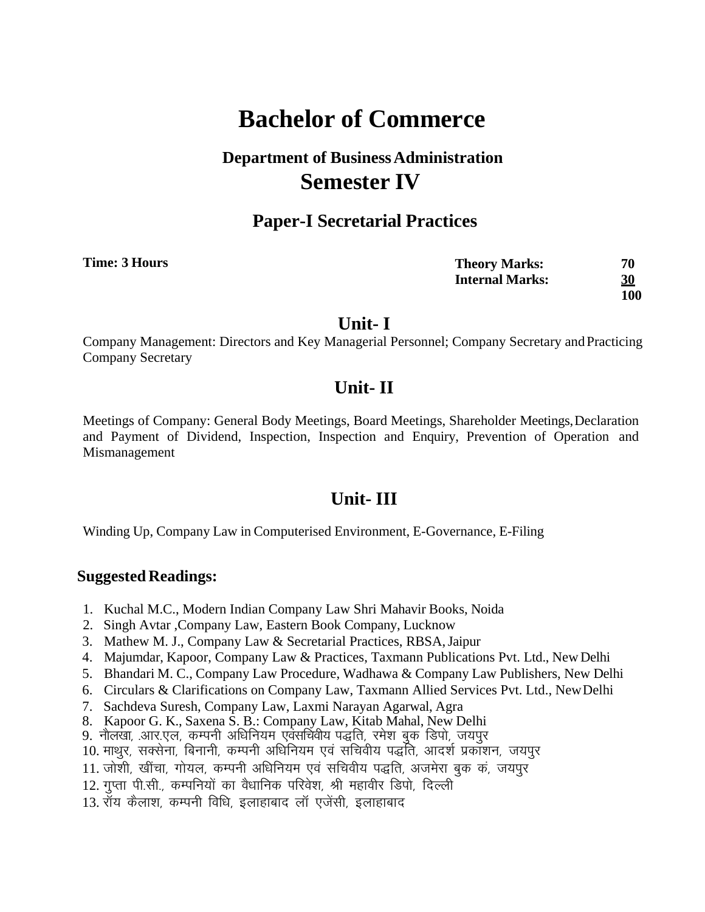# Bachelor of Commerce

## Department of Business Administration

## Semester IV

## Paper-I Secretarial Practices

**Time: 3 Hours**

| | |
|---|---|
| **Theory Marks:** | **70** |
| **Internal Marks:** | **30** |
| | **100** |

## Unit- I

Company Management: Directors and Key Managerial Personnel; Company Secretary and Practicing Company Secretary

## Unit- II

Meetings of Company: General Body Meetings, Board Meetings, Shareholder Meetings, Declaration and Payment of Dividend, Inspection, Inspection and Enquiry, Prevention of Operation and Mismanagement

## Unit- III

Winding Up, Company Law in Computerised Environment, E-Governance, E-Filing

### Suggested Readings:

1. Kuchal M.C., Modern Indian Company Law Shri Mahavir Books, Noida
2. Singh Avtar ,Company Law, Eastern Book Company, Lucknow
3. Mathew M. J., Company Law & Secretarial Practices, RBSA, Jaipur
4. Majumdar, Kapoor, Company Law & Practices, Taxmann Publications Pvt. Ltd., New Delhi
5. Bhandari M. C., Company Law Procedure, Wadhawa & Company Law Publishers, New Delhi
6. Circulars & Clarifications on Company Law, Taxmann Allied Services Pvt. Ltd., New Delhi
7. Sachdeva Suresh, Company Law, Laxmi Narayan Agarwal, Agra
8. Kapoor G. K., Saxena S. B.: Company Law, Kitab Mahal, New Delhi
9. नौलखा, .आर.एल, कम्पनी अधिनियम एवंसचिवीय पद्धति, रमेश बुक डिपो, जयपुर
10. माथुर, सक्सेना, बिनानी, कम्पनी अधिनियम एवं सचिवीय पद्धति, आदर्श प्रकाशन, जयपुर
11. जोशी, खींचा, गोयल, कम्पनी अधिनियम एवं सचिवीय पद्धति, अजमेरा बुक कं, जयपुर
12. गुप्ता पी.सी., कम्पनियों का वैधानिक परिवेश, श्री महावीर डिपो, दिल्ली
13. रॉय कैलाश, कम्पनी विधि, इलाहाबाद लॉ एजेंसी, इलाहाबाद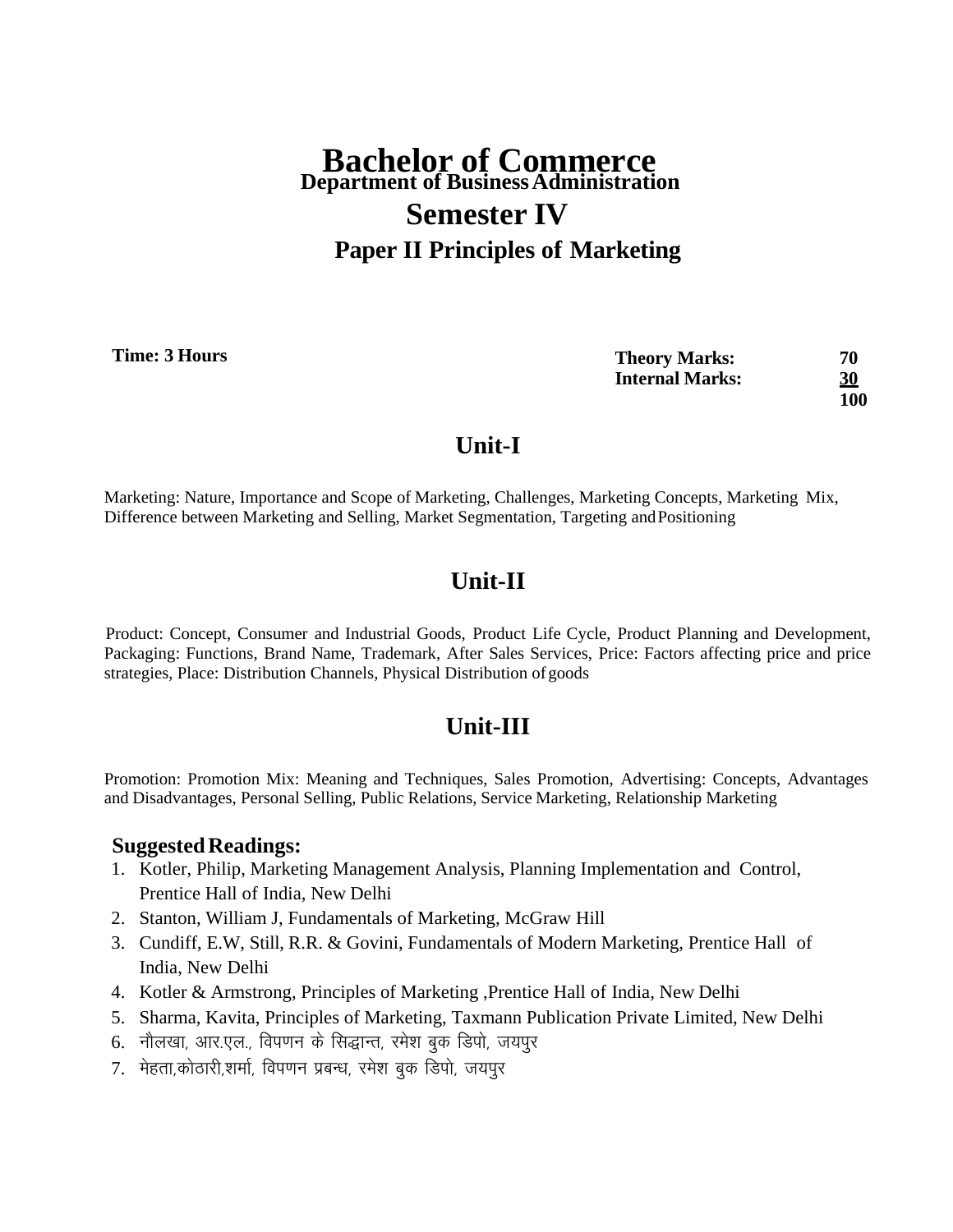# Bachelor of Commerce

## Department of Business Administration

## Semester IV

### Paper II Principles of Marketing

**Time: 3 Hours**

| | |
|---|---|
| **Theory Marks:** | **70** |
| **Internal Marks:** | **30** |
| | **100** |

## Unit-I

Marketing: Nature, Importance and Scope of Marketing, Challenges, Marketing Concepts, Marketing Mix, Difference between Marketing and Selling, Market Segmentation, Targeting and Positioning

## Unit-II

Product: Concept, Consumer and Industrial Goods, Product Life Cycle, Product Planning and Development, Packaging: Functions, Brand Name, Trademark, After Sales Services, Price: Factors affecting price and price strategies, Place: Distribution Channels, Physical Distribution of goods

## Unit-III

Promotion: Promotion Mix: Meaning and Techniques, Sales Promotion, Advertising: Concepts, Advantages and Disadvantages, Personal Selling, Public Relations, Service Marketing, Relationship Marketing

**Suggested Readings:**

1. Kotler, Philip, Marketing Management Analysis, Planning Implementation and Control, Prentice Hall of India, New Delhi
2. Stanton, William J, Fundamentals of Marketing, McGraw Hill
3. Cundiff, E.W, Still, R.R. & Govini, Fundamentals of Modern Marketing, Prentice Hall of India, New Delhi
4. Kotler & Armstrong, Principles of Marketing ,Prentice Hall of India, New Delhi
5. Sharma, Kavita, Principles of Marketing, Taxmann Publication Private Limited, New Delhi
6. नौलखा, आर.एल., विपणन के सिद्धान्त, रमेश बुक डिपो, जयपुर
7. मेहता,कोठारी,शर्मा, विपणन प्रबन्ध, रमेश बुक डिपो, जयपुर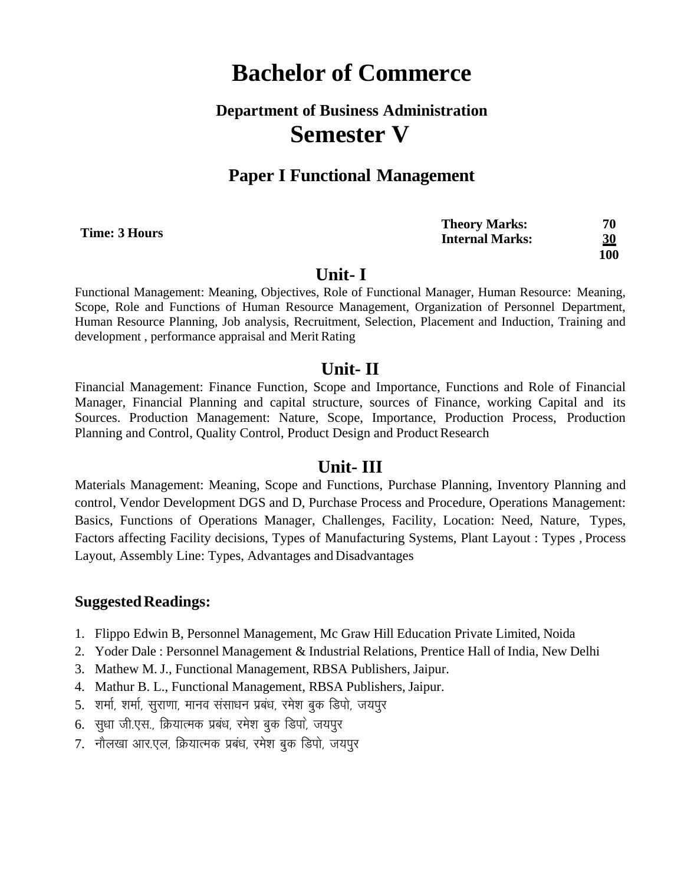# Bachelor of Commerce

## Department of Business Administration

## Semester V

### Paper I Functional Management

| Time: 3 Hours | Theory Marks: | 70 |
|---|---|---|
| | Internal Marks: | 30 |
| | | 100 |

## Unit- I

Functional Management: Meaning, Objectives, Role of Functional Manager, Human Resource: Meaning, Scope, Role and Functions of Human Resource Management, Organization of Personnel Department, Human Resource Planning, Job analysis, Recruitment, Selection, Placement and Induction, Training and development , performance appraisal and Merit Rating

## Unit- II

Financial Management: Finance Function, Scope and Importance, Functions and Role of Financial Manager, Financial Planning and capital structure, sources of Finance, working Capital and its Sources. Production Management: Nature, Scope, Importance, Production Process, Production Planning and Control, Quality Control, Product Design and Product Research

## Unit- III

Materials Management: Meaning, Scope and Functions, Purchase Planning, Inventory Planning and control, Vendor Development DGS and D, Purchase Process and Procedure, Operations Management: Basics, Functions of Operations Manager, Challenges, Facility, Location: Need, Nature, Types, Factors affecting Facility decisions, Types of Manufacturing Systems, Plant Layout : Types , Process Layout, Assembly Line: Types, Advantages and Disadvantages

### Suggested Readings:

1. Flippo Edwin B, Personnel Management, Mc Graw Hill Education Private Limited, Noida
2. Yoder Dale : Personnel Management & Industrial Relations, Prentice Hall of India, New Delhi
3. Mathew M. J., Functional Management, RBSA Publishers, Jaipur.
4. Mathur B. L., Functional Management, RBSA Publishers, Jaipur.
5. शर्मा, शर्मा, सुराणा, मानव संसाधन प्रबंध, रमेश बुक डिपो, जयपुर
6. सुधा जी.एस., क्रियात्मक प्रबंध, रमेश बुक डिपो, जयपुर
7. नौलखा आर.एल, क्रियात्मक प्रबंध, रमेश बुक डिपो, जयपुर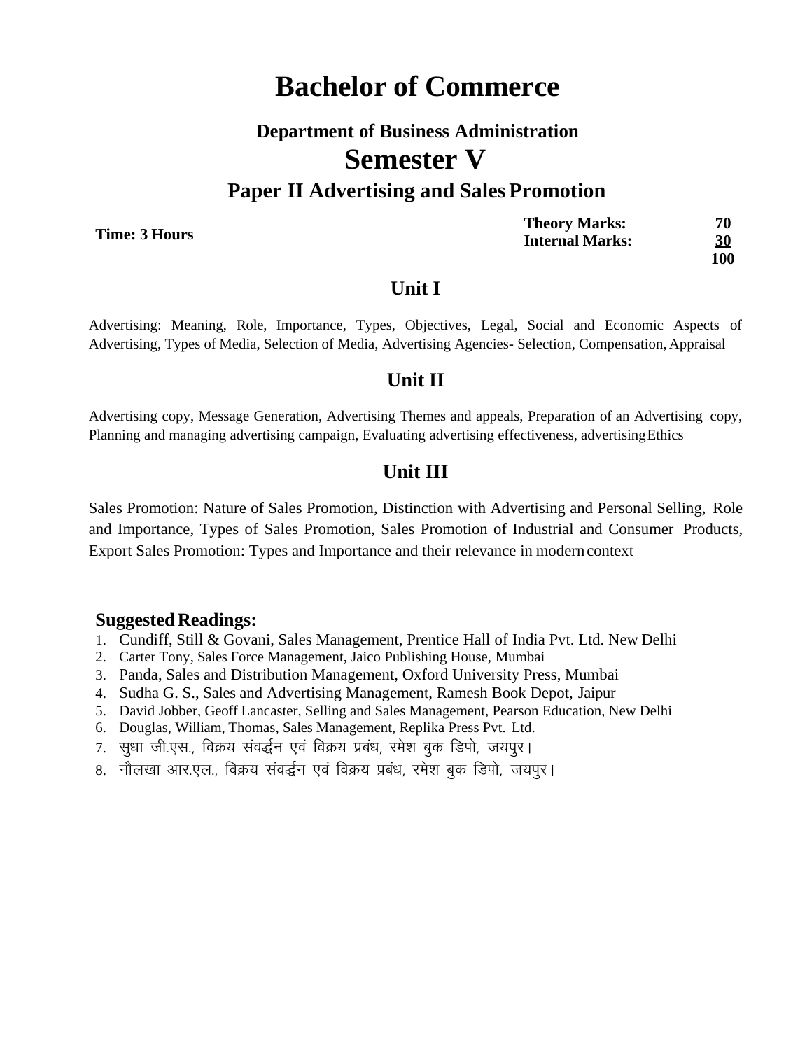# Bachelor of Commerce

### Department of Business Administration

## Semester V

### Paper II Advertising and Sales Promotion

| **Time: 3 Hours** | **Theory Marks:** | **70** |
|---|---|---|
| | **Internal Marks:** | **30** |
| | | **100** |

### Unit I

Advertising: Meaning, Role, Importance, Types, Objectives, Legal, Social and Economic Aspects of Advertising, Types of Media, Selection of Media, Advertising Agencies- Selection, Compensation, Appraisal

### Unit II

Advertising copy, Message Generation, Advertising Themes and appeals, Preparation of an Advertising copy, Planning and managing advertising campaign, Evaluating advertising effectiveness, advertising Ethics

### Unit III

Sales Promotion: Nature of Sales Promotion, Distinction with Advertising and Personal Selling, Role and Importance, Types of Sales Promotion, Sales Promotion of Industrial and Consumer Products, Export Sales Promotion: Types and Importance and their relevance in modern context

**Suggested Readings:**

1. Cundiff, Still & Govani, Sales Management, Prentice Hall of India Pvt. Ltd. New Delhi
2. Carter Tony, Sales Force Management, Jaico Publishing House, Mumbai
3. Panda, Sales and Distribution Management, Oxford University Press, Mumbai
4. Sudha G. S., Sales and Advertising Management, Ramesh Book Depot, Jaipur
5. David Jobber, Geoff Lancaster, Selling and Sales Management, Pearson Education, New Delhi
6. Douglas, William, Thomas, Sales Management, Replika Press Pvt. Ltd.
7. सुधा जी.एस., विक्रय संवर्द्धन एवं विक्रय प्रबंध, रमेश बुक डिपो, जयपुर।
8. नौलखा आर.एल., विक्रय संवर्द्धन एवं विक्रय प्रबंध, रमेश बुक डिपो, जयपुर।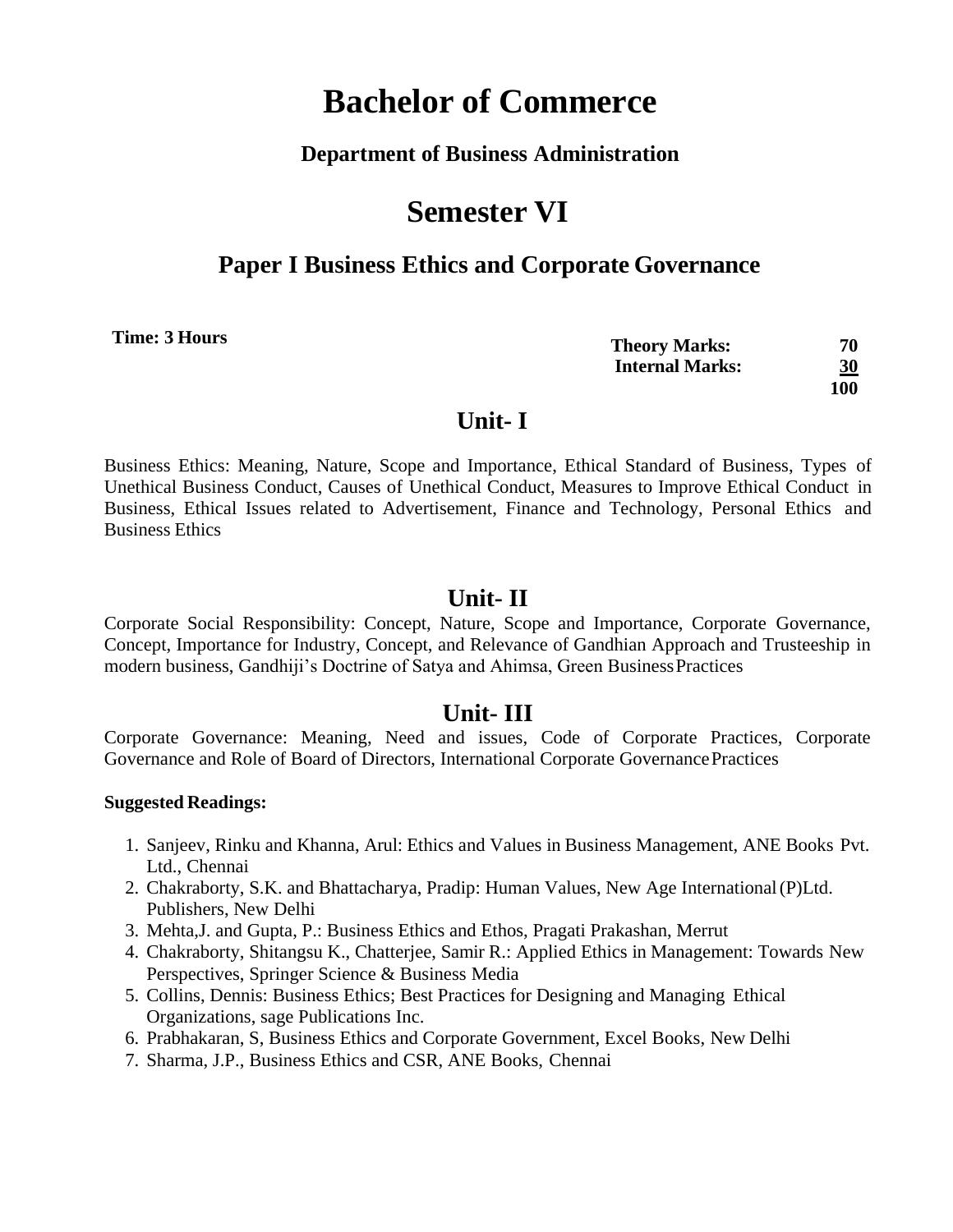# Bachelor of Commerce

### Department of Business Administration

# Semester VI

## Paper I Business Ethics and Corporate Governance

**Time: 3 Hours**

| | |
|---|---|
| **Theory Marks:** | **70** |
| **Internal Marks:** | **30** |
| | **100** |

## Unit- I

Business Ethics: Meaning, Nature, Scope and Importance, Ethical Standard of Business, Types of Unethical Business Conduct, Causes of Unethical Conduct, Measures to Improve Ethical Conduct in Business, Ethical Issues related to Advertisement, Finance and Technology, Personal Ethics and Business Ethics

## Unit- II

Corporate Social Responsibility: Concept, Nature, Scope and Importance, Corporate Governance, Concept, Importance for Industry, Concept, and Relevance of Gandhian Approach and Trusteeship in modern business, Gandhiji's Doctrine of Satya and Ahimsa, Green Business Practices

## Unit- III

Corporate Governance: Meaning, Need and issues, Code of Corporate Practices, Corporate Governance and Role of Board of Directors, International Corporate Governance Practices

**Suggested Readings:**

1. Sanjeev, Rinku and Khanna, Arul: Ethics and Values in Business Management, ANE Books Pvt. Ltd., Chennai
2. Chakraborty, S.K. and Bhattacharya, Pradip: Human Values, New Age International (P)Ltd. Publishers, New Delhi
3. Mehta,J. and Gupta, P.: Business Ethics and Ethos, Pragati Prakashan, Merrut
4. Chakraborty, Shitangsu K., Chatterjee, Samir R.: Applied Ethics in Management: Towards New Perspectives, Springer Science & Business Media
5. Collins, Dennis: Business Ethics; Best Practices for Designing and Managing Ethical Organizations, sage Publications Inc.
6. Prabhakaran, S, Business Ethics and Corporate Government, Excel Books, New Delhi
7. Sharma, J.P., Business Ethics and CSR, ANE Books, Chennai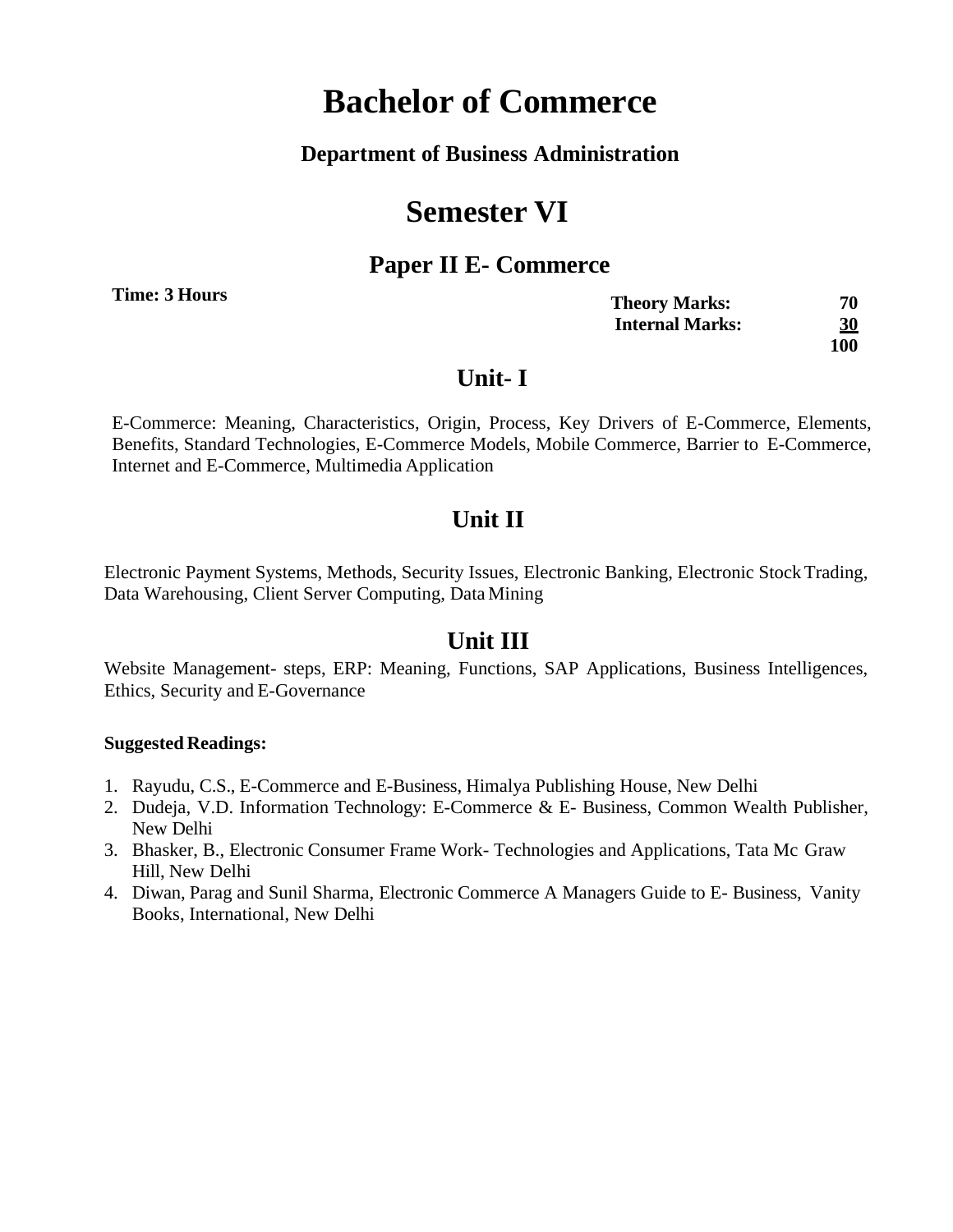# Bachelor of Commerce

### Department of Business Administration

# Semester VI

## Paper II E- Commerce

**Time: 3 Hours**

| | |
|---|---|
| **Theory Marks:** | **70** |
| **Internal Marks:** | **30** |
| | **100** |

## Unit- I

E-Commerce: Meaning, Characteristics, Origin, Process, Key Drivers of E-Commerce, Elements, Benefits, Standard Technologies, E-Commerce Models, Mobile Commerce, Barrier to E-Commerce, Internet and E-Commerce, Multimedia Application

## Unit II

Electronic Payment Systems, Methods, Security Issues, Electronic Banking, Electronic Stock Trading, Data Warehousing, Client Server Computing, Data Mining

## Unit III

Website Management- steps, ERP: Meaning, Functions, SAP Applications, Business Intelligences, Ethics, Security and E-Governance

**Suggested Readings:**

1. Rayudu, C.S., E-Commerce and E-Business, Himalya Publishing House, New Delhi
2. Dudeja, V.D. Information Technology: E-Commerce & E- Business, Common Wealth Publisher, New Delhi
3. Bhasker, B., Electronic Consumer Frame Work- Technologies and Applications, Tata Mc Graw Hill, New Delhi
4. Diwan, Parag and Sunil Sharma, Electronic Commerce A Managers Guide to E- Business, Vanity Books, International, New Delhi